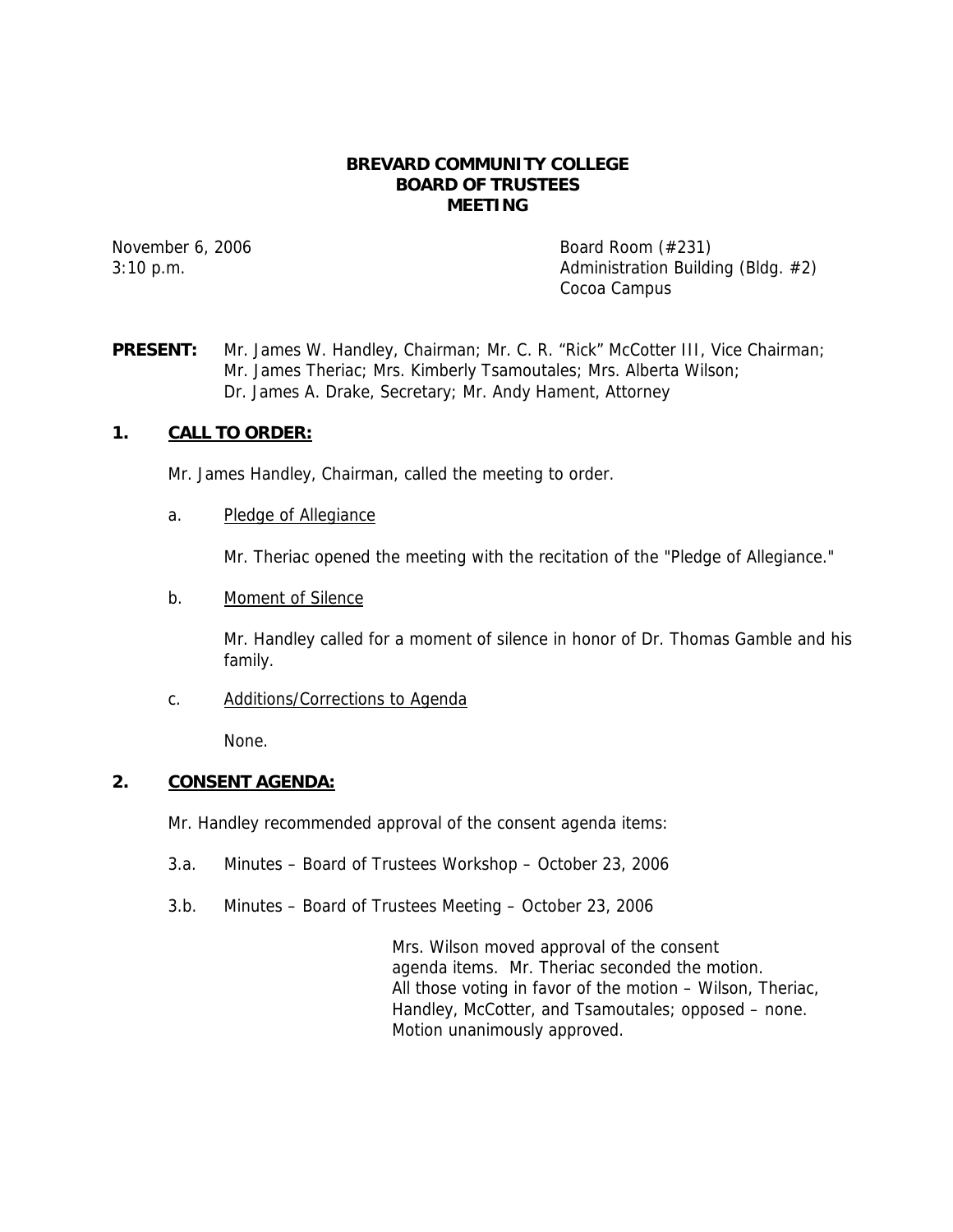# BREVARD COMMUNITY COLLEGE
## BOARD OF TRUSTEES
## MEETING

November 6, 2006
3:10 p.m.

Board Room (#231)
Administration Building (Bldg. #2)
Cocoa Campus

**PRESENT:** Mr. James W. Handley, Chairman; Mr. C. R. "Rick" McCotter III, Vice Chairman; Mr. James Theriac; Mrs. Kimberly Tsamoutales; Mrs. Alberta Wilson; Dr. James A. Drake, Secretary; Mr. Andy Hament, Attorney

## 1. CALL TO ORDER:

Mr. James Handley, Chairman, called the meeting to order.

a. Pledge of Allegiance

Mr. Theriac opened the meeting with the recitation of the "Pledge of Allegiance."

b. Moment of Silence

Mr. Handley called for a moment of silence in honor of Dr. Thomas Gamble and his family.

c. Additions/Corrections to Agenda

None.

## 2. CONSENT AGENDA:

Mr. Handley recommended approval of the consent agenda items:

3.a. Minutes – Board of Trustees Workshop – October 23, 2006

3.b. Minutes – Board of Trustees Meeting – October 23, 2006

Mrs. Wilson moved approval of the consent agenda items. Mr. Theriac seconded the motion. All those voting in favor of the motion – Wilson, Theriac, Handley, McCotter, and Tsamoutales; opposed – none. Motion unanimously approved.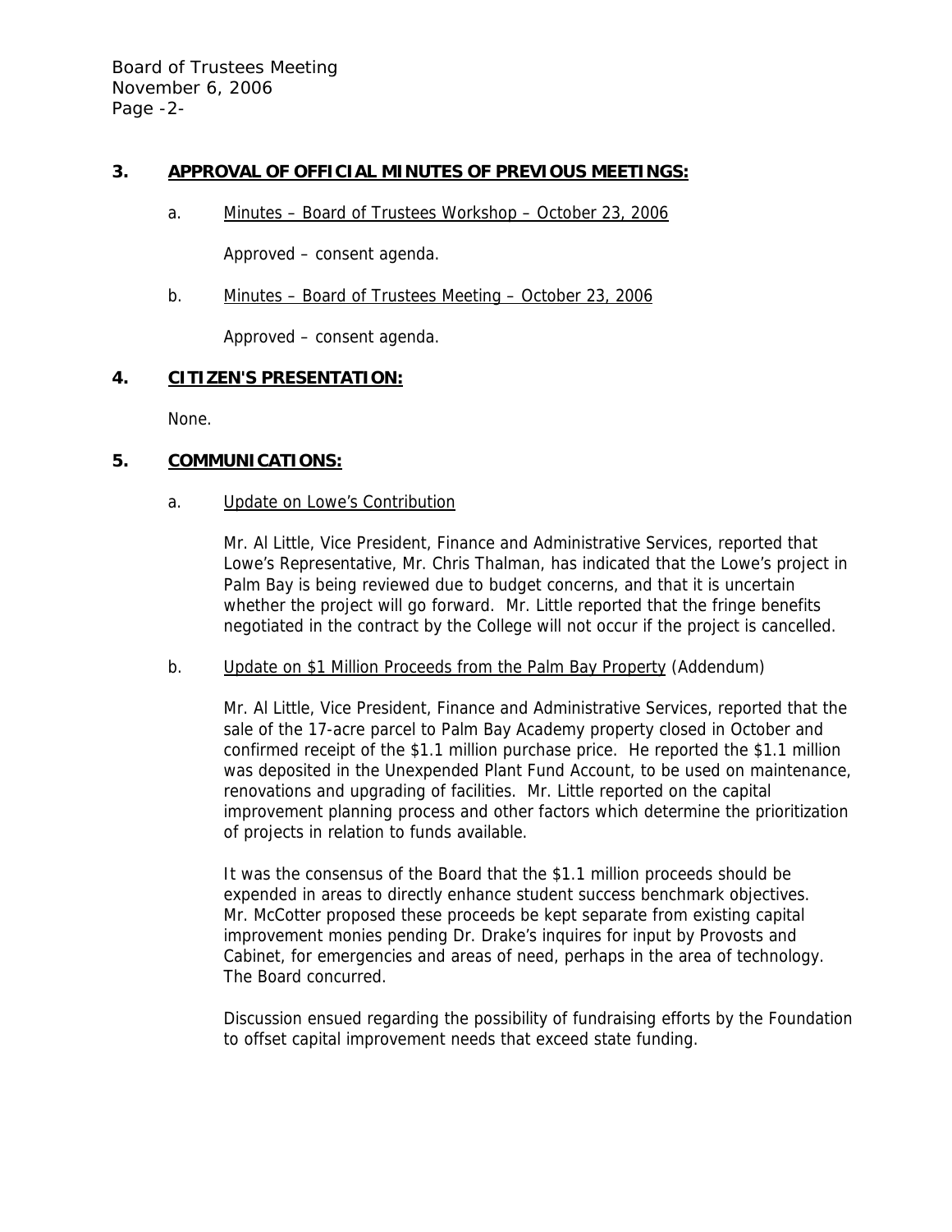## 3. APPROVAL OF OFFICIAL MINUTES OF PREVIOUS MEETINGS:

a. Minutes – Board of Trustees Workshop – October 23, 2006

Approved – consent agenda.

b. Minutes – Board of Trustees Meeting – October 23, 2006

Approved – consent agenda.

## 4. CITIZEN'S PRESENTATION:

None.

## 5. COMMUNICATIONS:

a. Update on Lowe's Contribution

Mr. Al Little, Vice President, Finance and Administrative Services, reported that Lowe's Representative, Mr. Chris Thalman, has indicated that the Lowe's project in Palm Bay is being reviewed due to budget concerns, and that it is uncertain whether the project will go forward. Mr. Little reported that the fringe benefits negotiated in the contract by the College will not occur if the project is cancelled.

b. Update on $1 Million Proceeds from the Palm Bay Property (Addendum)

Mr. Al Little, Vice President, Finance and Administrative Services, reported that the sale of the 17-acre parcel to Palm Bay Academy property closed in October and confirmed receipt of the $1.1 million purchase price. He reported the $1.1 million was deposited in the Unexpended Plant Fund Account, to be used on maintenance, renovations and upgrading of facilities. Mr. Little reported on the capital improvement planning process and other factors which determine the prioritization of projects in relation to funds available.

It was the consensus of the Board that the $1.1 million proceeds should be expended in areas to directly enhance student success benchmark objectives. Mr. McCotter proposed these proceeds be kept separate from existing capital improvement monies pending Dr. Drake's inquires for input by Provosts and Cabinet, for emergencies and areas of need, perhaps in the area of technology. The Board concurred.

Discussion ensued regarding the possibility of fundraising efforts by the Foundation to offset capital improvement needs that exceed state funding.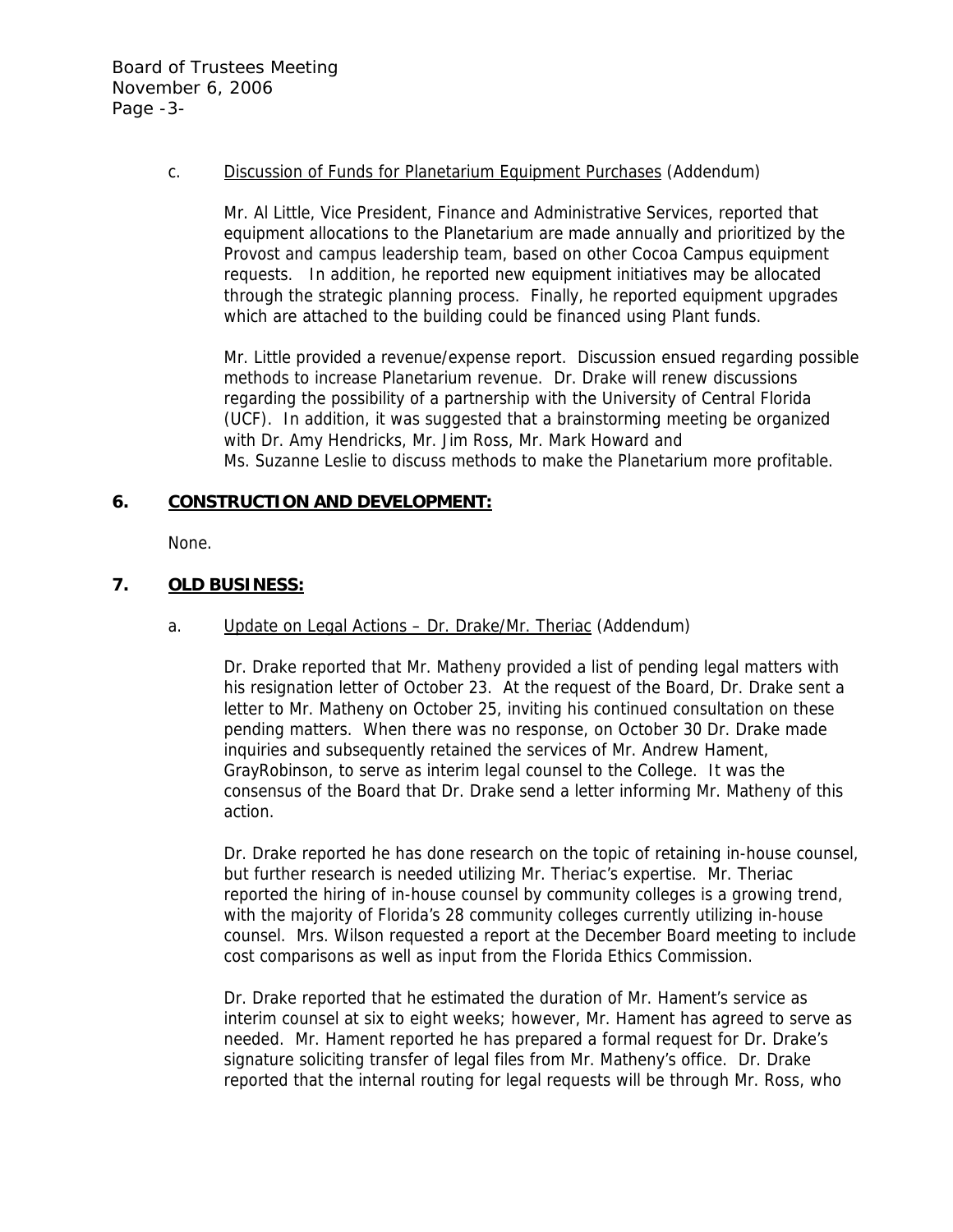c. Discussion of Funds for Planetarium Equipment Purchases (Addendum)

Mr. Al Little, Vice President, Finance and Administrative Services, reported that equipment allocations to the Planetarium are made annually and prioritized by the Provost and campus leadership team, based on other Cocoa Campus equipment requests. In addition, he reported new equipment initiatives may be allocated through the strategic planning process. Finally, he reported equipment upgrades which are attached to the building could be financed using Plant funds.

Mr. Little provided a revenue/expense report. Discussion ensued regarding possible methods to increase Planetarium revenue. Dr. Drake will renew discussions regarding the possibility of a partnership with the University of Central Florida (UCF). In addition, it was suggested that a brainstorming meeting be organized with Dr. Amy Hendricks, Mr. Jim Ross, Mr. Mark Howard and Ms. Suzanne Leslie to discuss methods to make the Planetarium more profitable.

## 6. CONSTRUCTION AND DEVELOPMENT:

None.

## 7. OLD BUSINESS:

a. Update on Legal Actions – Dr. Drake/Mr. Theriac (Addendum)

Dr. Drake reported that Mr. Matheny provided a list of pending legal matters with his resignation letter of October 23. At the request of the Board, Dr. Drake sent a letter to Mr. Matheny on October 25, inviting his continued consultation on these pending matters. When there was no response, on October 30 Dr. Drake made inquiries and subsequently retained the services of Mr. Andrew Hament, GrayRobinson, to serve as interim legal counsel to the College. It was the consensus of the Board that Dr. Drake send a letter informing Mr. Matheny of this action.

Dr. Drake reported he has done research on the topic of retaining in-house counsel, but further research is needed utilizing Mr. Theriac's expertise. Mr. Theriac reported the hiring of in-house counsel by community colleges is a growing trend, with the majority of Florida's 28 community colleges currently utilizing in-house counsel. Mrs. Wilson requested a report at the December Board meeting to include cost comparisons as well as input from the Florida Ethics Commission.

Dr. Drake reported that he estimated the duration of Mr. Hament's service as interim counsel at six to eight weeks; however, Mr. Hament has agreed to serve as needed. Mr. Hament reported he has prepared a formal request for Dr. Drake's signature soliciting transfer of legal files from Mr. Matheny's office. Dr. Drake reported that the internal routing for legal requests will be through Mr. Ross, who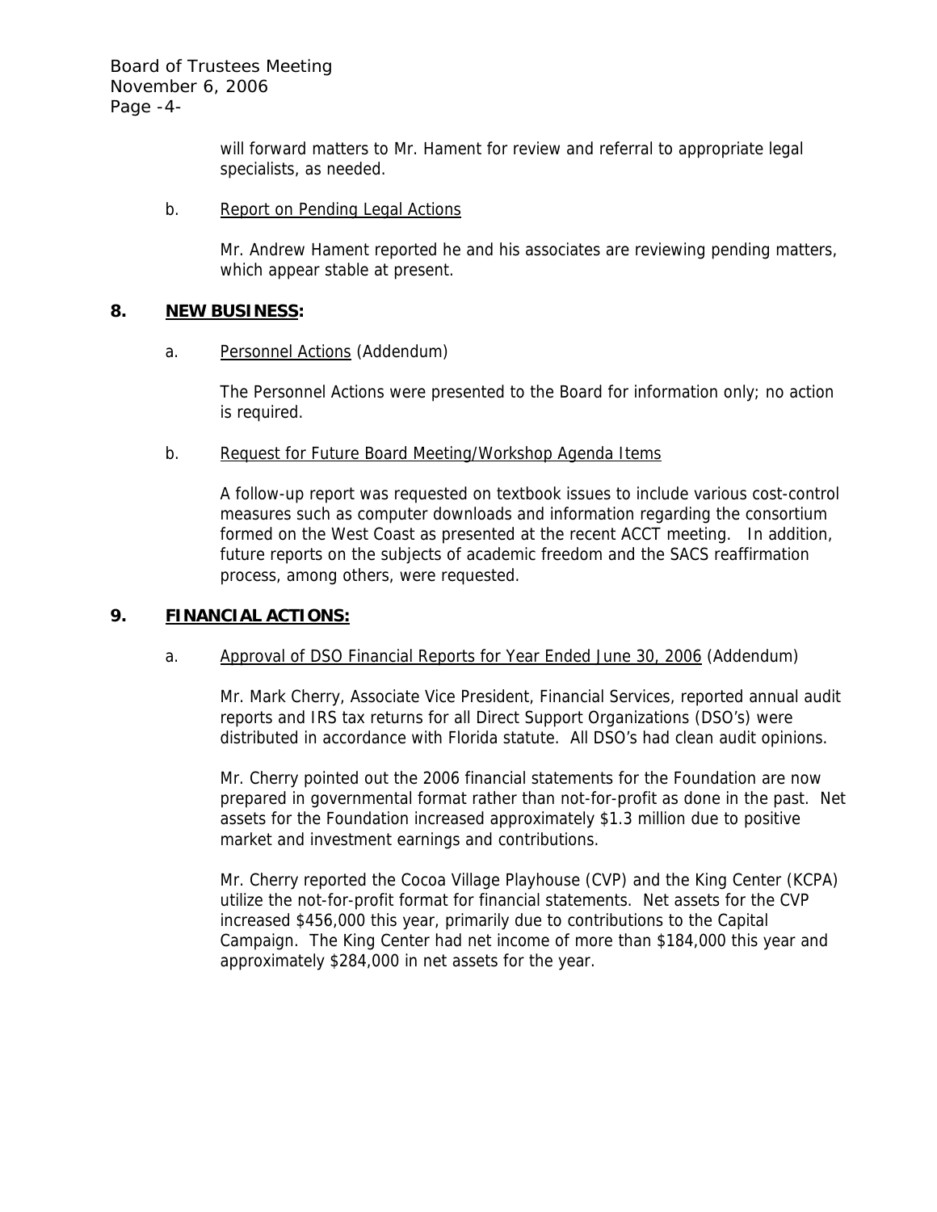will forward matters to Mr. Hament for review and referral to appropriate legal specialists, as needed.

b. Report on Pending Legal Actions

Mr. Andrew Hament reported he and his associates are reviewing pending matters, which appear stable at present.

## 8. NEW BUSINESS:

a. Personnel Actions (Addendum)

The Personnel Actions were presented to the Board for information only; no action is required.

b. Request for Future Board Meeting/Workshop Agenda Items

A follow-up report was requested on textbook issues to include various cost-control measures such as computer downloads and information regarding the consortium formed on the West Coast as presented at the recent ACCT meeting. In addition, future reports on the subjects of academic freedom and the SACS reaffirmation process, among others, were requested.

## 9. FINANCIAL ACTIONS:

a. Approval of DSO Financial Reports for Year Ended June 30, 2006 (Addendum)

Mr. Mark Cherry, Associate Vice President, Financial Services, reported annual audit reports and IRS tax returns for all Direct Support Organizations (DSO's) were distributed in accordance with Florida statute. All DSO's had clean audit opinions.

Mr. Cherry pointed out the 2006 financial statements for the Foundation are now prepared in governmental format rather than not-for-profit as done in the past. Net assets for the Foundation increased approximately $1.3 million due to positive market and investment earnings and contributions.

Mr. Cherry reported the Cocoa Village Playhouse (CVP) and the King Center (KCPA) utilize the not-for-profit format for financial statements. Net assets for the CVP increased $456,000 this year, primarily due to contributions to the Capital Campaign. The King Center had net income of more than $184,000 this year and approximately $284,000 in net assets for the year.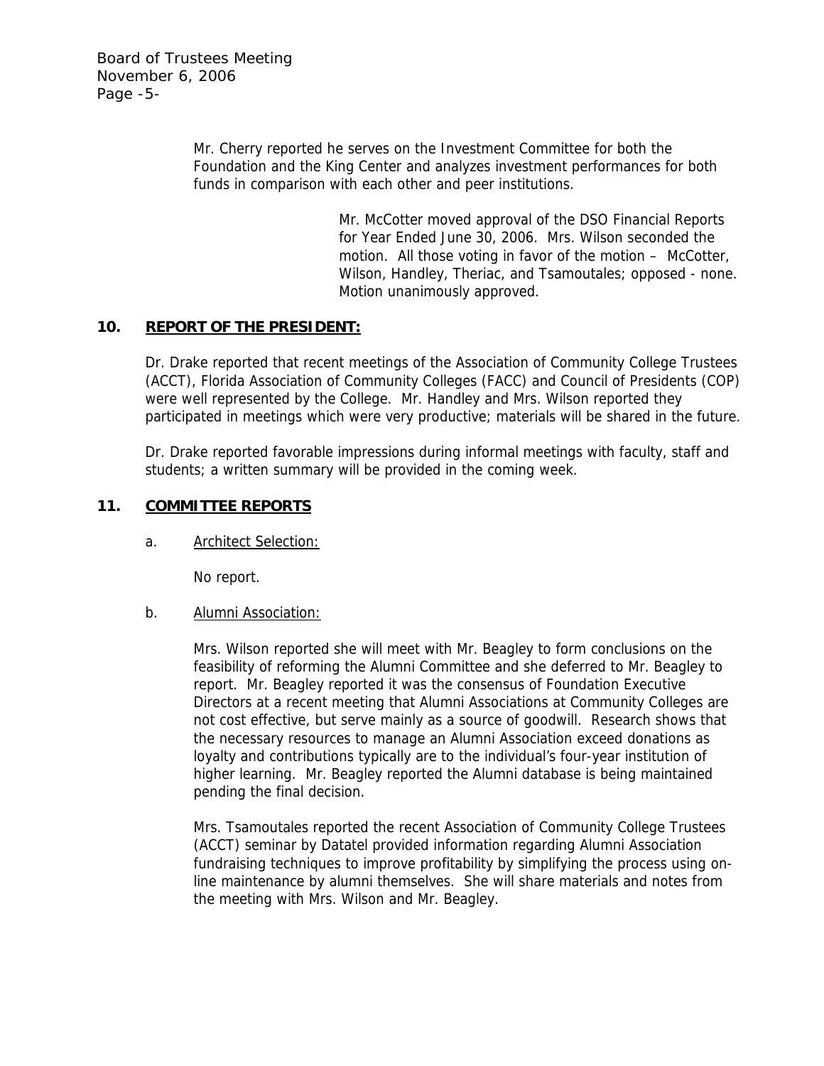Mr. Cherry reported he serves on the Investment Committee for both the Foundation and the King Center and analyzes investment performances for both funds in comparison with each other and peer institutions.

Mr. McCotter moved approval of the DSO Financial Reports for Year Ended June 30, 2006. Mrs. Wilson seconded the motion. All those voting in favor of the motion – McCotter, Wilson, Handley, Theriac, and Tsamoutales; opposed - none. Motion unanimously approved.

## 10. REPORT OF THE PRESIDENT:

Dr. Drake reported that recent meetings of the Association of Community College Trustees (ACCT), Florida Association of Community Colleges (FACC) and Council of Presidents (COP) were well represented by the College. Mr. Handley and Mrs. Wilson reported they participated in meetings which were very productive; materials will be shared in the future.

Dr. Drake reported favorable impressions during informal meetings with faculty, staff and students; a written summary will be provided in the coming week.

## 11. COMMITTEE REPORTS

a. Architect Selection:

No report.

b. Alumni Association:

Mrs. Wilson reported she will meet with Mr. Beagley to form conclusions on the feasibility of reforming the Alumni Committee and she deferred to Mr. Beagley to report. Mr. Beagley reported it was the consensus of Foundation Executive Directors at a recent meeting that Alumni Associations at Community Colleges are not cost effective, but serve mainly as a source of goodwill. Research shows that the necessary resources to manage an Alumni Association exceed donations as loyalty and contributions typically are to the individual's four-year institution of higher learning. Mr. Beagley reported the Alumni database is being maintained pending the final decision.

Mrs. Tsamoutales reported the recent Association of Community College Trustees (ACCT) seminar by Datatel provided information regarding Alumni Association fundraising techniques to improve profitability by simplifying the process using on-line maintenance by alumni themselves. She will share materials and notes from the meeting with Mrs. Wilson and Mr. Beagley.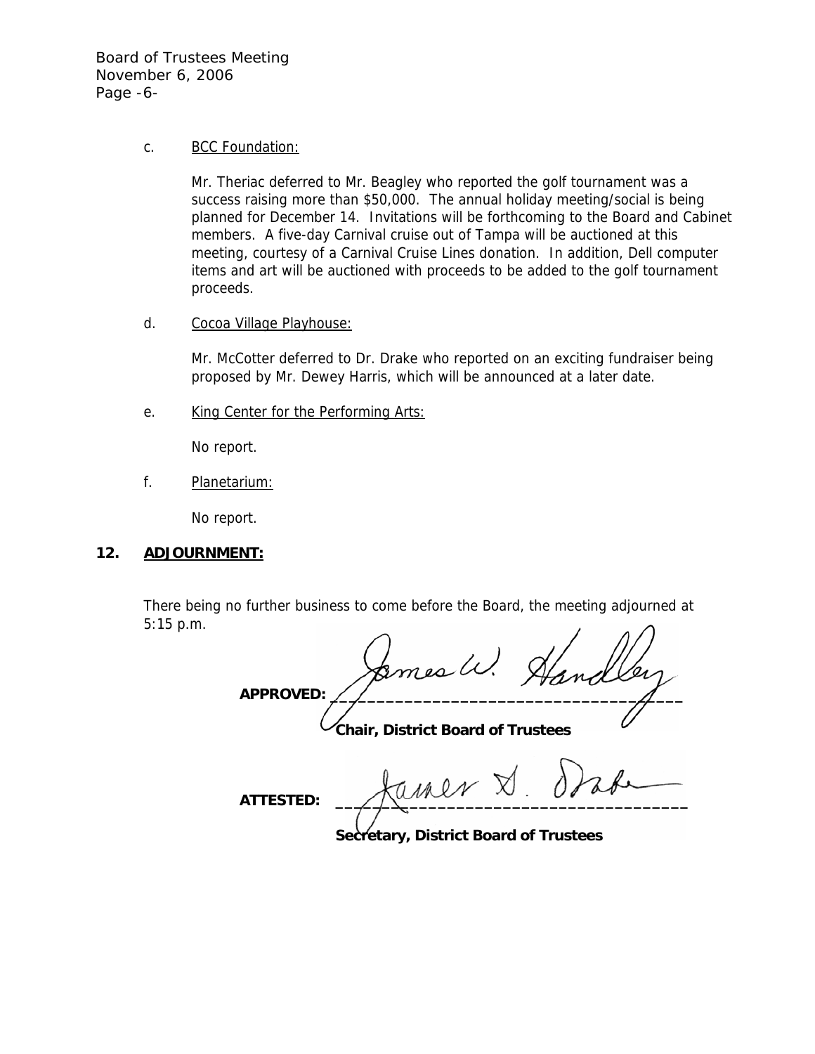c. BCC Foundation:

Mr. Theriac deferred to Mr. Beagley who reported the golf tournament was a success raising more than $50,000. The annual holiday meeting/social is being planned for December 14. Invitations will be forthcoming to the Board and Cabinet members. A five-day Carnival cruise out of Tampa will be auctioned at this meeting, courtesy of a Carnival Cruise Lines donation. In addition, Dell computer items and art will be auctioned with proceeds to be added to the golf tournament proceeds.

d. Cocoa Village Playhouse:

Mr. McCotter deferred to Dr. Drake who reported on an exciting fundraiser being proposed by Mr. Dewey Harris, which will be announced at a later date.

e. King Center for the Performing Arts:

No report.

f. Planetarium:

No report.

## 12. ADJOURNMENT:

There being no further business to come before the Board, the meeting adjourned at 5:15 p.m.

**APPROVED:** James W. Handley
**Chair, District Board of Trustees**

**ATTESTED:** James D. Drake
**Secretary, District Board of Trustees**